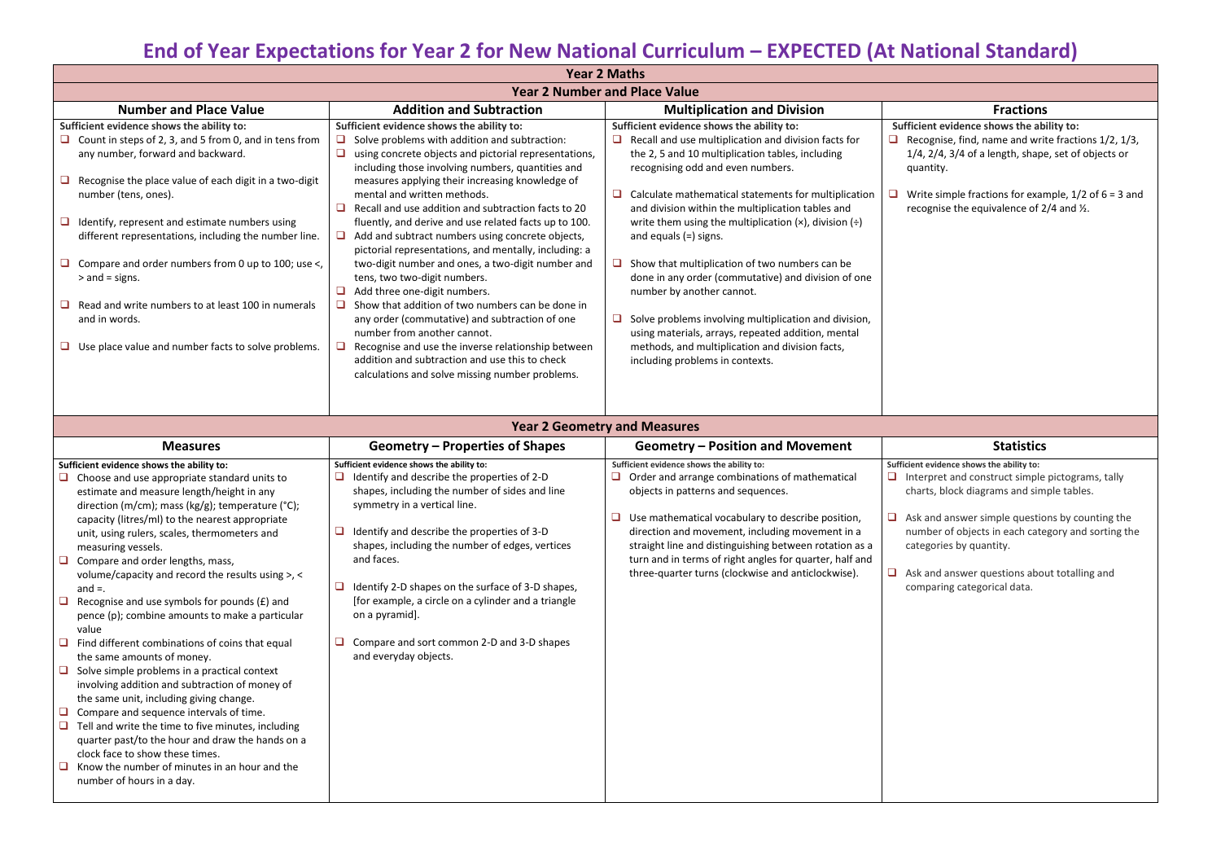# End of Year Expectations for Year 2 for New National Curriculum – EXPECTED (At National Standard)

## Year 2 Maths

### Year 2 Number and Place Value

| Number and Place Value | Addition and Subtraction | Multiplication and Division | Fractions |
|---|---|---|---|
| **Sufficient evidence shows the ability to:**<br>❑ Count in steps of 2, 3, and 5 from 0, and in tens from any number, forward and backward.<br>❑ Recognise the place value of each digit in a two-digit number (tens, ones).<br>❑ Identify, represent and estimate numbers using different representations, including the number line.<br>❑ Compare and order numbers from 0 up to 100; use <, > and = signs.<br>❑ Read and write numbers to at least 100 in numerals and in words.<br>❑ Use place value and number facts to solve problems. | **Sufficient evidence shows the ability to:**<br>❑ Solve problems with addition and subtraction:<br>❑ using concrete objects and pictorial representations, including those involving numbers, quantities and measures applying their increasing knowledge of mental and written methods.<br>❑ Recall and use addition and subtraction facts to 20 fluently, and derive and use related facts up to 100.<br>❑ Add and subtract numbers using concrete objects, pictorial representations, and mentally, including: a two-digit number and ones, a two-digit number and tens, two two-digit numbers.<br>❑ Add three one-digit numbers.<br>❑ Show that addition of two numbers can be done in any order (commutative) and subtraction of one number from another cannot.<br>❑ Recognise and use the inverse relationship between addition and subtraction and use this to check calculations and solve missing number problems. | **Sufficient evidence shows the ability to:**<br>❑ Recall and use multiplication and division facts for the 2, 5 and 10 multiplication tables, including recognising odd and even numbers.<br>❑ Calculate mathematical statements for multiplication and division within the multiplication tables and write them using the multiplication (×), division (÷) and equals (=) signs.<br>❑ Show that multiplication of two numbers can be done in any order (commutative) and division of one number by another cannot.<br>❑ Solve problems involving multiplication and division, using materials, arrays, repeated addition, mental methods, and multiplication and division facts, including problems in contexts. | **Sufficient evidence shows the ability to:**<br>❑ Recognise, find, name and write fractions 1/2, 1/3, 1/4, 2/4, 3/4 of a length, shape, set of objects or quantity.<br>❑ Write simple fractions for example, 1/2 of 6 = 3 and recognise the equivalence of 2/4 and ½. |

### Year 2 Geometry and Measures

| Measures | Geometry – Properties of Shapes | Geometry – Position and Movement | Statistics |
|---|---|---|---|
| **Sufficient evidence shows the ability to:**<br>❑ Choose and use appropriate standard units to estimate and measure length/height in any direction (m/cm); mass (kg/g); temperature (°C); capacity (litres/ml) to the nearest appropriate unit, using rulers, scales, thermometers and measuring vessels.<br>❑ Compare and order lengths, mass, volume/capacity and record the results using >, < and =.<br>❑ Recognise and use symbols for pounds (£) and pence (p); combine amounts to make a particular value<br>❑ Find different combinations of coins that equal the same amounts of money.<br>❑ Solve simple problems in a practical context involving addition and subtraction of money of the same unit, including giving change.<br>❑ Compare and sequence intervals of time.<br>❑ Tell and write the time to five minutes, including quarter past/to the hour and draw the hands on a clock face to show these times.<br>❑ Know the number of minutes in an hour and the number of hours in a day. | **Sufficient evidence shows the ability to:**<br>❑ Identify and describe the properties of 2-D shapes, including the number of sides and line symmetry in a vertical line.<br>❑ Identify and describe the properties of 3-D shapes, including the number of edges, vertices and faces.<br>❑ Identify 2-D shapes on the surface of 3-D shapes, [for example, a circle on a cylinder and a triangle on a pyramid].<br>❑ Compare and sort common 2-D and 3-D shapes and everyday objects. | **Sufficient evidence shows the ability to:**<br>❑ Order and arrange combinations of mathematical objects in patterns and sequences.<br>❑ Use mathematical vocabulary to describe position, direction and movement, including movement in a straight line and distinguishing between rotation as a turn and in terms of right angles for quarter, half and three-quarter turns (clockwise and anticlockwise). | **Sufficient evidence shows the ability to:**<br>❑ Interpret and construct simple pictograms, tally charts, block diagrams and simple tables.<br>❑ Ask and answer simple questions by counting the number of objects in each category and sorting the categories by quantity.<br>❑ Ask and answer questions about totalling and comparing categorical data. |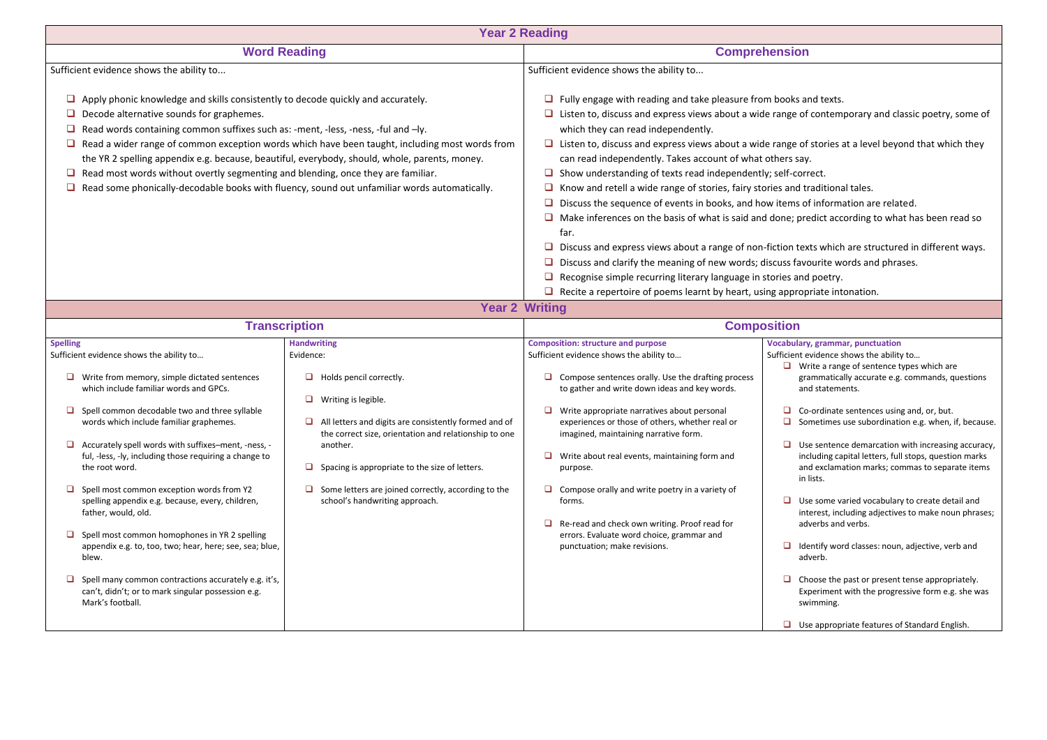# Year 2 Reading

## Word Reading

Sufficient evidence shows the ability to...

- Apply phonic knowledge and skills consistently to decode quickly and accurately.
- Decode alternative sounds for graphemes.
- Read words containing common suffixes such as: -ment, -less, -ness, -ful and –ly.
- Read a wider range of common exception words which have been taught, including most words from the YR 2 spelling appendix e.g. because, beautiful, everybody, should, whole, parents, money.
- Read most words without overtly segmenting and blending, once they are familiar.
- Read some phonically-decodable books with fluency, sound out unfamiliar words automatically.

## Comprehension

Sufficient evidence shows the ability to...

- Fully engage with reading and take pleasure from books and texts.
- Listen to, discuss and express views about a wide range of contemporary and classic poetry, some of which they can read independently.
- Listen to, discuss and express views about a wide range of stories at a level beyond that which they can read independently. Takes account of what others say.
- Show understanding of texts read independently; self-correct.
- Know and retell a wide range of stories, fairy stories and traditional tales.
- Discuss the sequence of events in books, and how items of information are related.
- Make inferences on the basis of what is said and done; predict according to what has been read so far.
- Discuss and express views about a range of non-fiction texts which are structured in different ways.
- Discuss and clarify the meaning of new words; discuss favourite words and phrases.
- Recognise simple recurring literary language in stories and poetry.
- Recite a repertoire of poems learnt by heart, using appropriate intonation.

# Year 2 Writing

## Transcription

### Spelling

Sufficient evidence shows the ability to…

- Write from memory, simple dictated sentences which include familiar words and GPCs.
- Spell common decodable two and three syllable words which include familiar graphemes.
- Accurately spell words with suffixes–ment, -ness, -ful, -less, -ly, including those requiring a change to the root word.
- Spell most common exception words from Y2 spelling appendix e.g. because, every, children, father, would, old.
- Spell most common homophones in YR 2 spelling appendix e.g. to, too, two; hear, here; see, sea; blue, blew.
- Spell many common contractions accurately e.g. it's, can't, didn't; or to mark singular possession e.g. Mark's football.

### Handwriting

Evidence:

- Holds pencil correctly.
- Writing is legible.
- All letters and digits are consistently formed and of the correct size, orientation and relationship to one another.
- Spacing is appropriate to the size of letters.
- Some letters are joined correctly, according to the school's handwriting approach.

## Composition

### Composition: structure and purpose

Sufficient evidence shows the ability to…

- Compose sentences orally. Use the drafting process to gather and write down ideas and key words.
- Write appropriate narratives about personal experiences or those of others, whether real or imagined, maintaining narrative form.
- Write about real events, maintaining form and purpose.
- Compose orally and write poetry in a variety of forms.
- Re-read and check own writing. Proof read for errors. Evaluate word choice, grammar and punctuation; make revisions.

### Vocabulary, grammar, punctuation

Sufficient evidence shows the ability to…

- Write a range of sentence types which are grammatically accurate e.g. commands, questions and statements.
- Co-ordinate sentences using and, or, but.
- Sometimes use subordination e.g. when, if, because.
- Use sentence demarcation with increasing accuracy, including capital letters, full stops, question marks and exclamation marks; commas to separate items in lists.
- Use some varied vocabulary to create detail and interest, including adjectives to make noun phrases; adverbs and verbs.
- Identify word classes: noun, adjective, verb and adverb.
- Choose the past or present tense appropriately. Experiment with the progressive form e.g. she was swimming.
- Use appropriate features of Standard English.